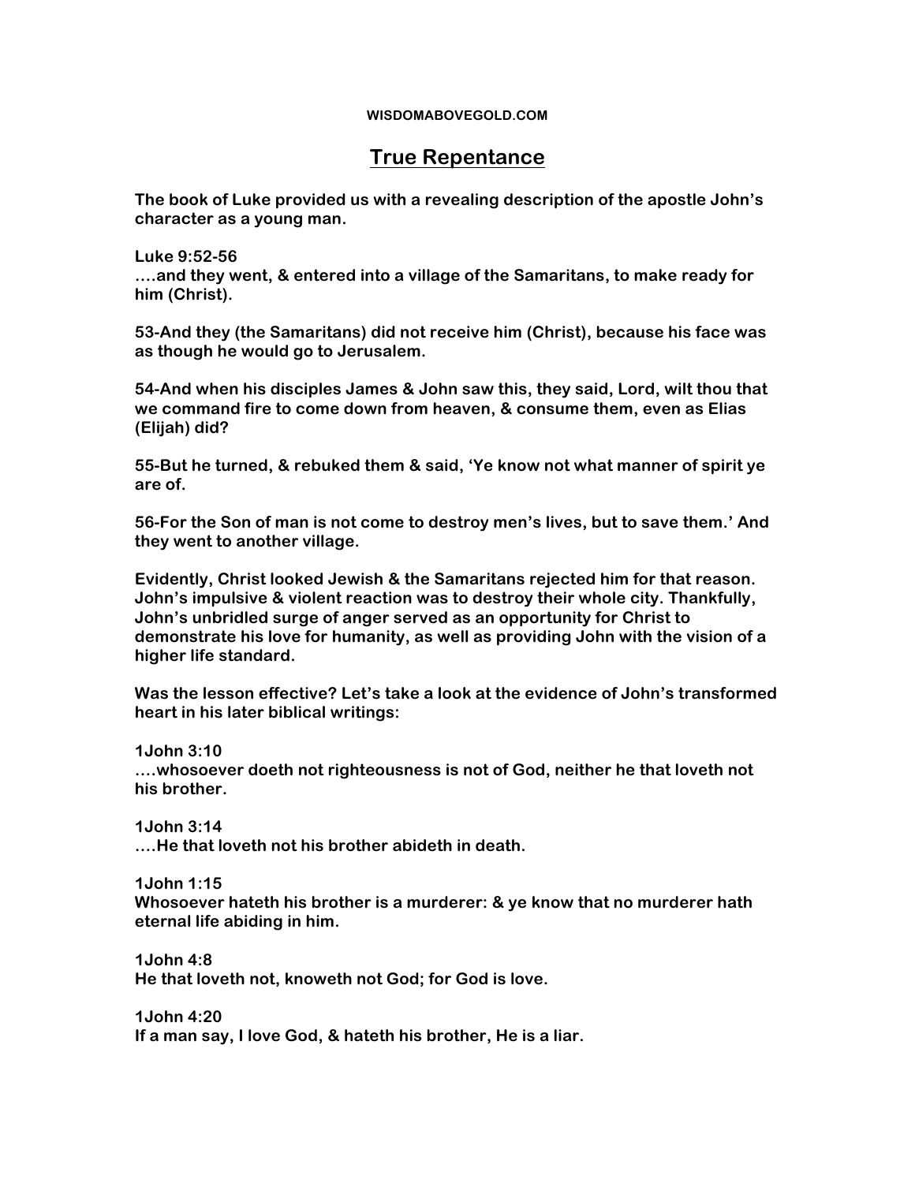**WISDOMABOVEGOLD.COM**

# True Repentance

**The book of Luke provided us with a revealing description of the apostle John's character as a young man.**

**Luke 9:52-56**
**….and they went, & entered into a village of the Samaritans, to make ready for him (Christ).**

**53-And they (the Samaritans) did not receive him (Christ), because his face was as though he would go to Jerusalem.**

**54-And when his disciples James & John saw this, they said, Lord, wilt thou that we command fire to come down from heaven, & consume them, even as Elias (Elijah) did?**

**55-But he turned, & rebuked them & said, 'Ye know not what manner of spirit ye are of.**

**56-For the Son of man is not come to destroy men's lives, but to save them.' And they went to another village.**

**Evidently, Christ looked Jewish & the Samaritans rejected him for that reason. John's impulsive & violent reaction was to destroy their whole city. Thankfully, John's unbridled surge of anger served as an opportunity for Christ to demonstrate his love for humanity, as well as providing John with the vision of a higher life standard.**

**Was the lesson effective? Let's take a look at the evidence of John's transformed heart in his later biblical writings:**

**1John 3:10**
**….whosoever doeth not righteousness is not of God, neither he that loveth not his brother.**

**1John 3:14**
**….He that loveth not his brother abideth in death.**

**1John 1:15**
**Whosoever hateth his brother is a murderer: & ye know that no murderer hath eternal life abiding in him.**

**1John 4:8**
**He that loveth not, knoweth not God; for God is love.**

**1John 4:20**
**If a man say, I love God, & hateth his brother, He is a liar.**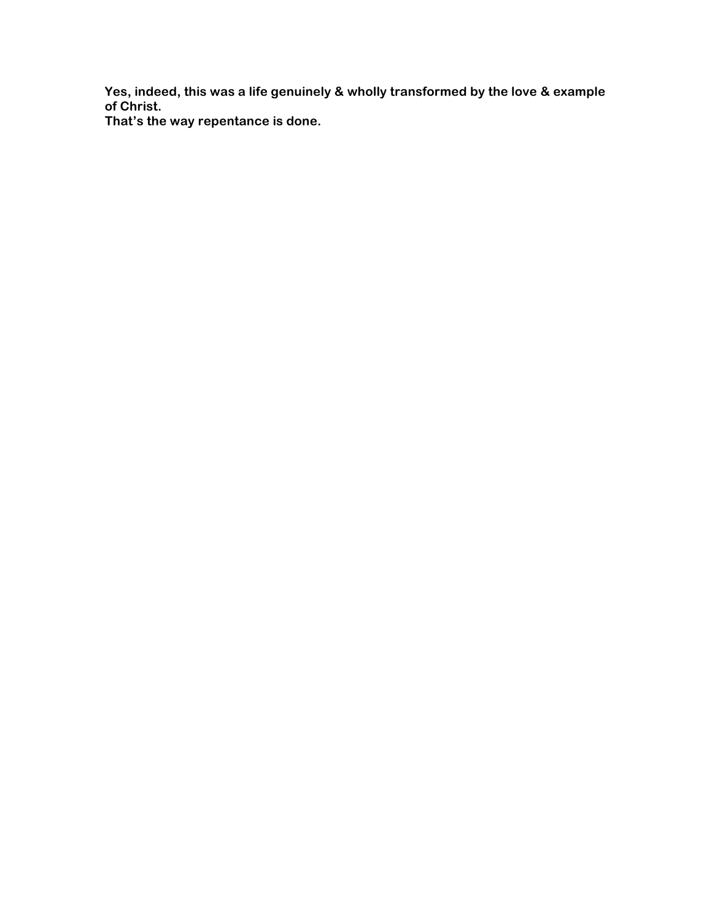**Yes, indeed, this was a life genuinely & wholly transformed by the love & example of Christ.**
**That's the way repentance is done.**